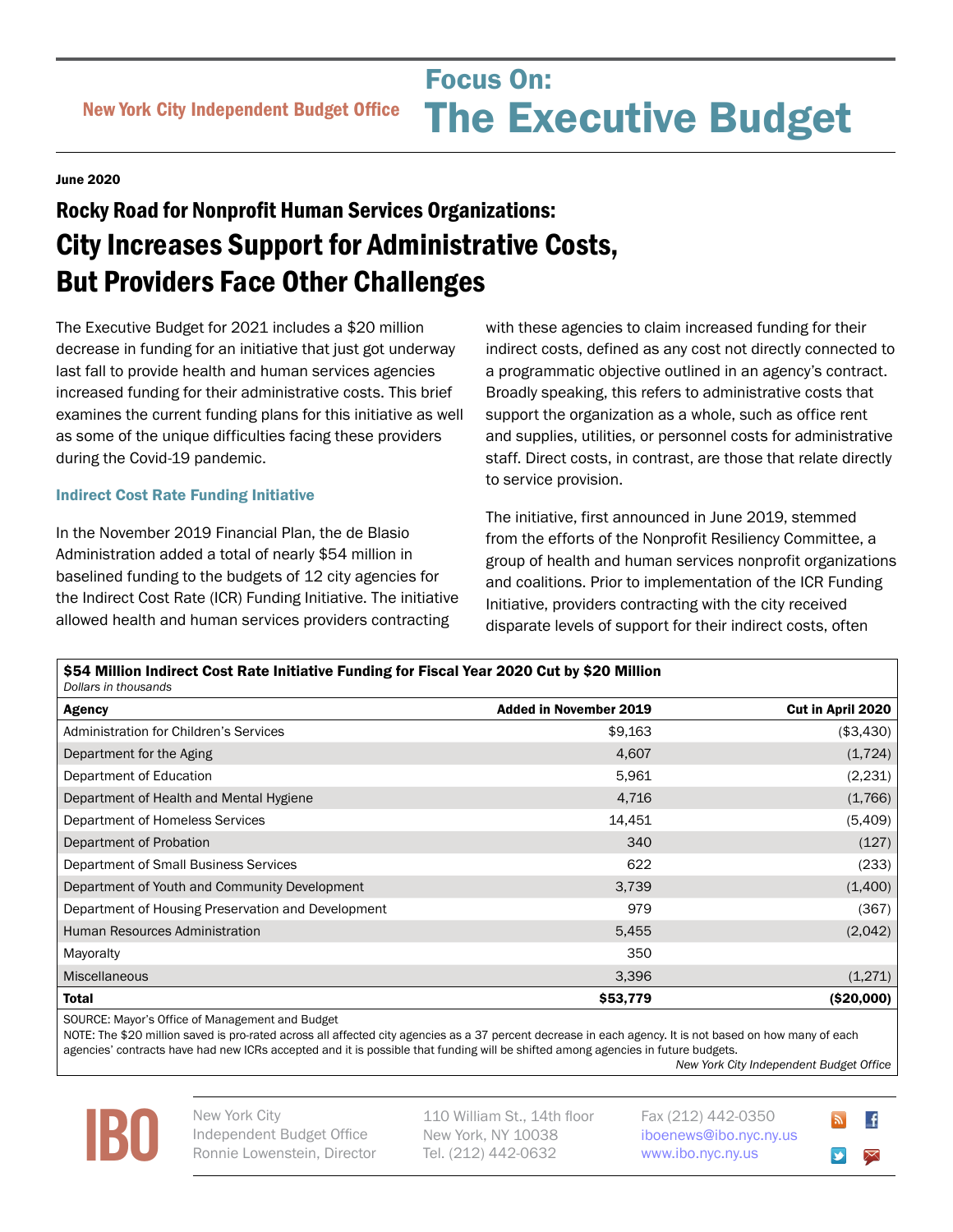New York City Independent Budget Office

# Focus On: The Executive Budget

**June 2020**

## Rocky Road for Nonprofit Human Services Organizations:
## City Increases Support for Administrative Costs, But Providers Face Other Challenges

The Executive Budget for 2021 includes a $20 million decrease in funding for an initiative that just got underway last fall to provide health and human services agencies increased funding for their administrative costs. This brief examines the current funding plans for this initiative as well as some of the unique difficulties facing these providers during the Covid-19 pandemic.

### Indirect Cost Rate Funding Initiative

In the November 2019 Financial Plan, the de Blasio Administration added a total of nearly $54 million in baselined funding to the budgets of 12 city agencies for the Indirect Cost Rate (ICR) Funding Initiative. The initiative allowed health and human services providers contracting with these agencies to claim increased funding for their indirect costs, defined as any cost not directly connected to a programmatic objective outlined in an agency's contract. Broadly speaking, this refers to administrative costs that support the organization as a whole, such as office rent and supplies, utilities, or personnel costs for administrative staff. Direct costs, in contrast, are those that relate directly to service provision.

The initiative, first announced in June 2019, stemmed from the efforts of the Nonprofit Resiliency Committee, a group of health and human services nonprofit organizations and coalitions. Prior to implementation of the ICR Funding Initiative, providers contracting with the city received disparate levels of support for their indirect costs, often

**$54 Million Indirect Cost Rate Initiative Funding for Fiscal Year 2020 Cut by $20 Million**
*Dollars in thousands*

| Agency | Added in November 2019 | Cut in April 2020 |
|---|---|---|
| Administration for Children's Services | $9,163 | ($3,430) |
| Department for the Aging | 4,607 | (1,724) |
| Department of Education | 5,961 | (2,231) |
| Department of Health and Mental Hygiene | 4,716 | (1,766) |
| Department of Homeless Services | 14,451 | (5,409) |
| Department of Probation | 340 | (127) |
| Department of Small Business Services | 622 | (233) |
| Department of Youth and Community Development | 3,739 | (1,400) |
| Department of Housing Preservation and Development | 979 | (367) |
| Human Resources Administration | 5,455 | (2,042) |
| Mayoralty | 350 | |
| Miscellaneous | 3,396 | (1,271) |
| **Total** | **$53,779** | **($20,000)** |

SOURCE: Mayor's Office of Management and Budget
NOTE: The $20 million saved is pro-rated across all affected city agencies as a 37 percent decrease in each agency. It is not based on how many of each agencies' contracts have had new ICRs accepted and it is possible that funding will be shifted among agencies in future budgets.

*New York City Independent Budget Office*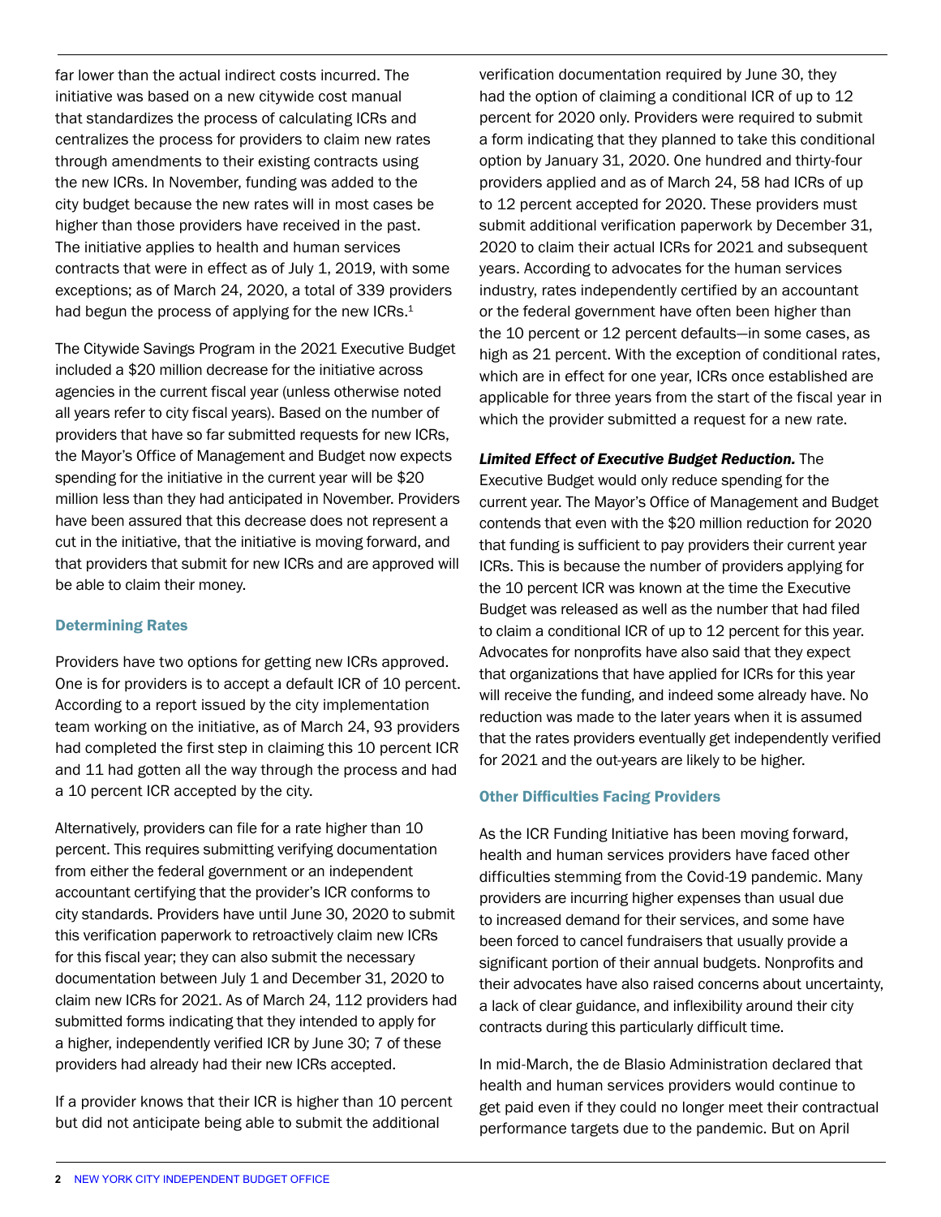far lower than the actual indirect costs incurred. The initiative was based on a new citywide cost manual that standardizes the process of calculating ICRs and centralizes the process for providers to claim new rates through amendments to their existing contracts using the new ICRs. In November, funding was added to the city budget because the new rates will in most cases be higher than those providers have received in the past. The initiative applies to health and human services contracts that were in effect as of July 1, 2019, with some exceptions; as of March 24, 2020, a total of 339 providers had begun the process of applying for the new ICRs.[1]

The Citywide Savings Program in the 2021 Executive Budget included a $20 million decrease for the initiative across agencies in the current fiscal year (unless otherwise noted all years refer to city fiscal years). Based on the number of providers that have so far submitted requests for new ICRs, the Mayor's Office of Management and Budget now expects spending for the initiative in the current year will be $20 million less than they had anticipated in November. Providers have been assured that this decrease does not represent a cut in the initiative, that the initiative is moving forward, and that providers that submit for new ICRs and are approved will be able to claim their money.

### Determining Rates

Providers have two options for getting new ICRs approved. One is for providers is to accept a default ICR of 10 percent. According to a report issued by the city implementation team working on the initiative, as of March 24, 93 providers had completed the first step in claiming this 10 percent ICR and 11 had gotten all the way through the process and had a 10 percent ICR accepted by the city.

Alternatively, providers can file for a rate higher than 10 percent. This requires submitting verifying documentation from either the federal government or an independent accountant certifying that the provider's ICR conforms to city standards. Providers have until June 30, 2020 to submit this verification paperwork to retroactively claim new ICRs for this fiscal year; they can also submit the necessary documentation between July 1 and December 31, 2020 to claim new ICRs for 2021. As of March 24, 112 providers had submitted forms indicating that they intended to apply for a higher, independently verified ICR by June 30; 7 of these providers had already had their new ICRs accepted.

If a provider knows that their ICR is higher than 10 percent but did not anticipate being able to submit the additional verification documentation required by June 30, they had the option of claiming a conditional ICR of up to 12 percent for 2020 only. Providers were required to submit a form indicating that they planned to take this conditional option by January 31, 2020. One hundred and thirty-four providers applied and as of March 24, 58 had ICRs of up to 12 percent accepted for 2020. These providers must submit additional verification paperwork by December 31, 2020 to claim their actual ICRs for 2021 and subsequent years. According to advocates for the human services industry, rates independently certified by an accountant or the federal government have often been higher than the 10 percent or 12 percent defaults—in some cases, as high as 21 percent. With the exception of conditional rates, which are in effect for one year, ICRs once established are applicable for three years from the start of the fiscal year in which the provider submitted a request for a new rate.

***Limited Effect of Executive Budget Reduction.*** The Executive Budget would only reduce spending for the current year. The Mayor's Office of Management and Budget contends that even with the $20 million reduction for 2020 that funding is sufficient to pay providers their current year ICRs. This is because the number of providers applying for the 10 percent ICR was known at the time the Executive Budget was released as well as the number that had filed to claim a conditional ICR of up to 12 percent for this year. Advocates for nonprofits have also said that they expect that organizations that have applied for ICRs for this year will receive the funding, and indeed some already have. No reduction was made to the later years when it is assumed that the rates providers eventually get independently verified for 2021 and the out-years are likely to be higher.

### Other Difficulties Facing Providers

As the ICR Funding Initiative has been moving forward, health and human services providers have faced other difficulties stemming from the Covid-19 pandemic. Many providers are incurring higher expenses than usual due to increased demand for their services, and some have been forced to cancel fundraisers that usually provide a significant portion of their annual budgets. Nonprofits and their advocates have also raised concerns about uncertainty, a lack of clear guidance, and inflexibility around their city contracts during this particularly difficult time.

In mid-March, the de Blasio Administration declared that health and human services providers would continue to get paid even if they could no longer meet their contractual performance targets due to the pandemic. But on April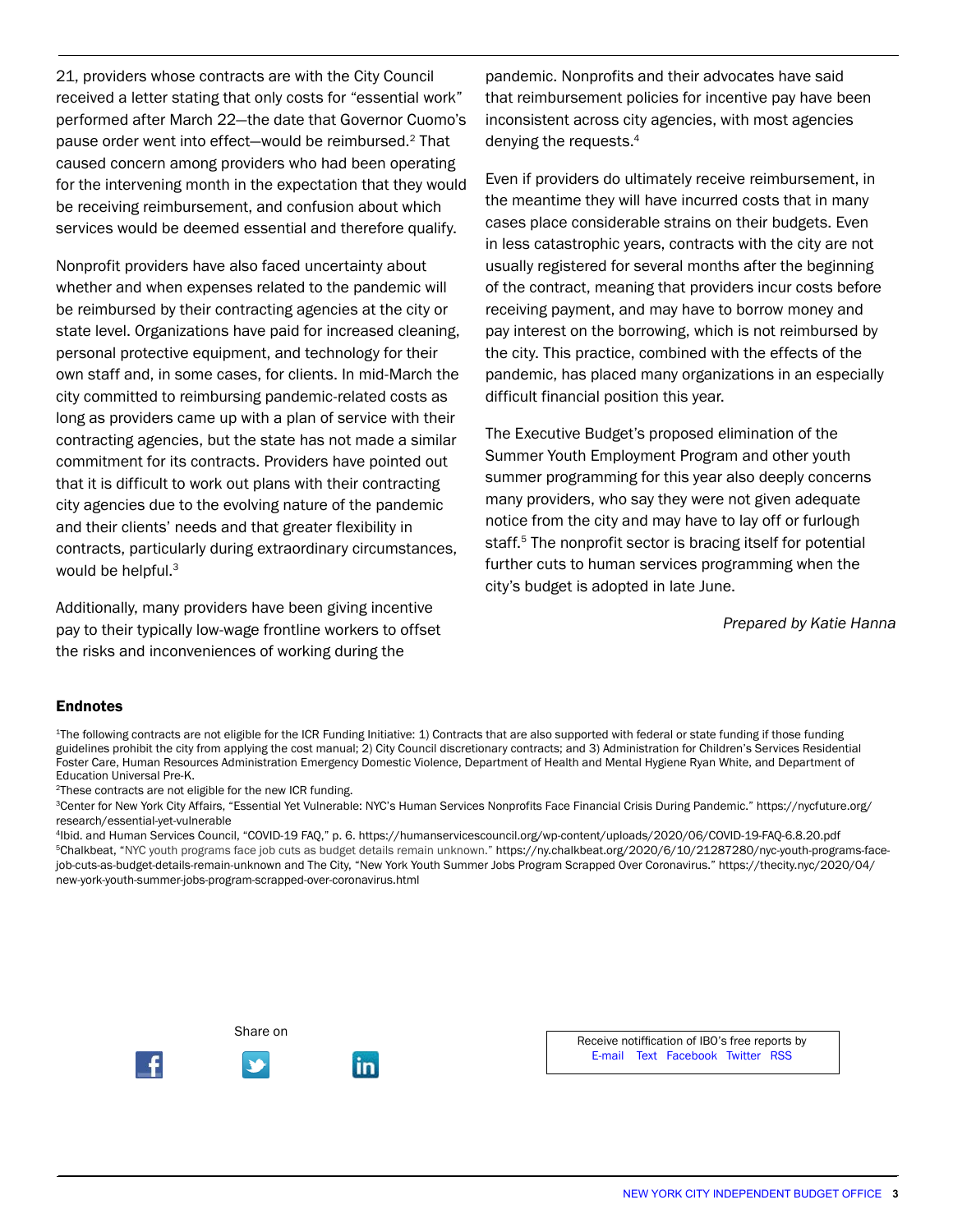21, providers whose contracts are with the City Council received a letter stating that only costs for "essential work" performed after March 22—the date that Governor Cuomo's pause order went into effect—would be reimbursed.[2] That caused concern among providers who had been operating for the intervening month in the expectation that they would be receiving reimbursement, and confusion about which services would be deemed essential and therefore qualify.

Nonprofit providers have also faced uncertainty about whether and when expenses related to the pandemic will be reimbursed by their contracting agencies at the city or state level. Organizations have paid for increased cleaning, personal protective equipment, and technology for their own staff and, in some cases, for clients. In mid-March the city committed to reimbursing pandemic-related costs as long as providers came up with a plan of service with their contracting agencies, but the state has not made a similar commitment for its contracts. Providers have pointed out that it is difficult to work out plans with their contracting city agencies due to the evolving nature of the pandemic and their clients' needs and that greater flexibility in contracts, particularly during extraordinary circumstances, would be helpful.[3]

Additionally, many providers have been giving incentive pay to their typically low-wage frontline workers to offset the risks and inconveniences of working during the pandemic. Nonprofits and their advocates have said that reimbursement policies for incentive pay have been inconsistent across city agencies, with most agencies denying the requests.[4]

Even if providers do ultimately receive reimbursement, in the meantime they will have incurred costs that in many cases place considerable strains on their budgets. Even in less catastrophic years, contracts with the city are not usually registered for several months after the beginning of the contract, meaning that providers incur costs before receiving payment, and may have to borrow money and pay interest on the borrowing, which is not reimbursed by the city. This practice, combined with the effects of the pandemic, has placed many organizations in an especially difficult financial position this year.

The Executive Budget's proposed elimination of the Summer Youth Employment Program and other youth summer programming for this year also deeply concerns many providers, who say they were not given adequate notice from the city and may have to lay off or furlough staff.[5] The nonprofit sector is bracing itself for potential further cuts to human services programming when the city's budget is adopted in late June.

*Prepared by Katie Hanna*

## Endnotes

[1]The following contracts are not eligible for the ICR Funding Initiative: 1) Contracts that are also supported with federal or state funding if those funding guidelines prohibit the city from applying the cost manual; 2) City Council discretionary contracts; and 3) Administration for Children's Services Residential Foster Care, Human Resources Administration Emergency Domestic Violence, Department of Health and Mental Hygiene Ryan White, and Department of Education Universal Pre-K.

[2]These contracts are not eligible for the new ICR funding.

[3]Center for New York City Affairs, "Essential Yet Vulnerable: NYC's Human Services Nonprofits Face Financial Crisis During Pandemic." https://nycfuture.org/research/essential-yet-vulnerable

[4]Ibid. and Human Services Council, "COVID-19 FAQ," p. 6. https://humanservicescouncil.org/wp-content/uploads/2020/06/COVID-19-FAQ-6.8.20.pdf

[5]Chalkbeat, "NYC youth programs face job cuts as budget details remain unknown." https://ny.chalkbeat.org/2020/6/10/21287280/nyc-youth-programs-face-job-cuts-as-budget-details-remain-unknown and The City, "New York Youth Summer Jobs Program Scrapped Over Coronavirus." https://thecity.nyc/2020/04/new-york-youth-summer-jobs-program-scrapped-over-coronavirus.html

Share on

Receive notiffication of IBO's free reports by
E-mail Text Facebook Twitter RSS